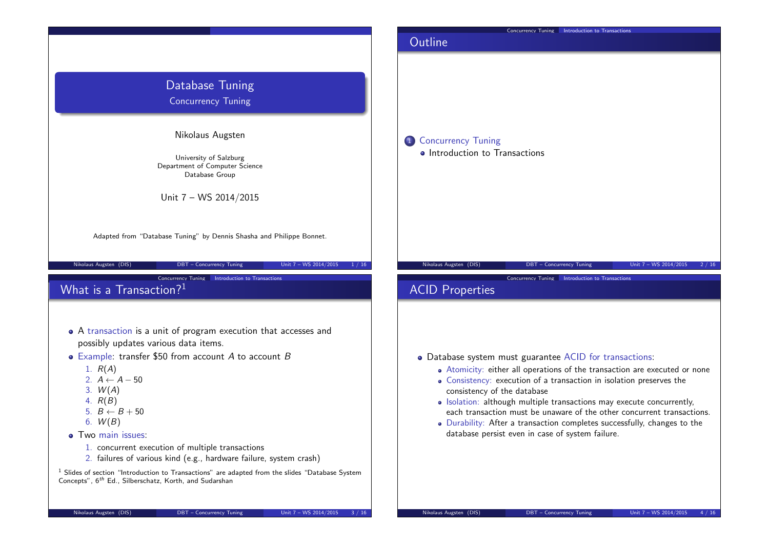# Database Tuning

## Concurrency Tuning

Nikolaus Augsten

University of Salzburg
Department of Computer Science
Database Group

Unit 7 – WS 2014/2015

Adapted from "Database Tuning" by Dennis Shasha and Philippe Bonnet.

## Outline

1. Concurrency Tuning
   - Introduction to Transactions

## What is a Transaction?[1]

- A transaction is a unit of program execution that accesses and possibly updates various data items.
- Example: transfer \$50 from account $A$ to account $B$
  1. $R(A)$
  2. $A \leftarrow A - 50$
  3. $W(A)$
  4. $R(B)$
  5. $B \leftarrow B + 50$
  6. $W(B)$
- Two main issues:
  1. concurrent execution of multiple transactions
  2. failures of various kind (e.g., hardware failure, system crash)

[1] Slides of section "Introduction to Transactions" are adapted from the slides "Database System Concepts", 6$^{th}$ Ed., Silberschatz, Korth, and Sudarshan

## ACID Properties

- Database system must guarantee ACID for transactions:
  - Atomicity: either all operations of the transaction are executed or none
  - Consistency: execution of a transaction in isolation preserves the consistency of the database
  - Isolation: although multiple transactions may execute concurrently, each transaction must be unaware of the other concurrent transactions.
  - Durability: After a transaction completes successfully, changes to the database persist even in case of system failure.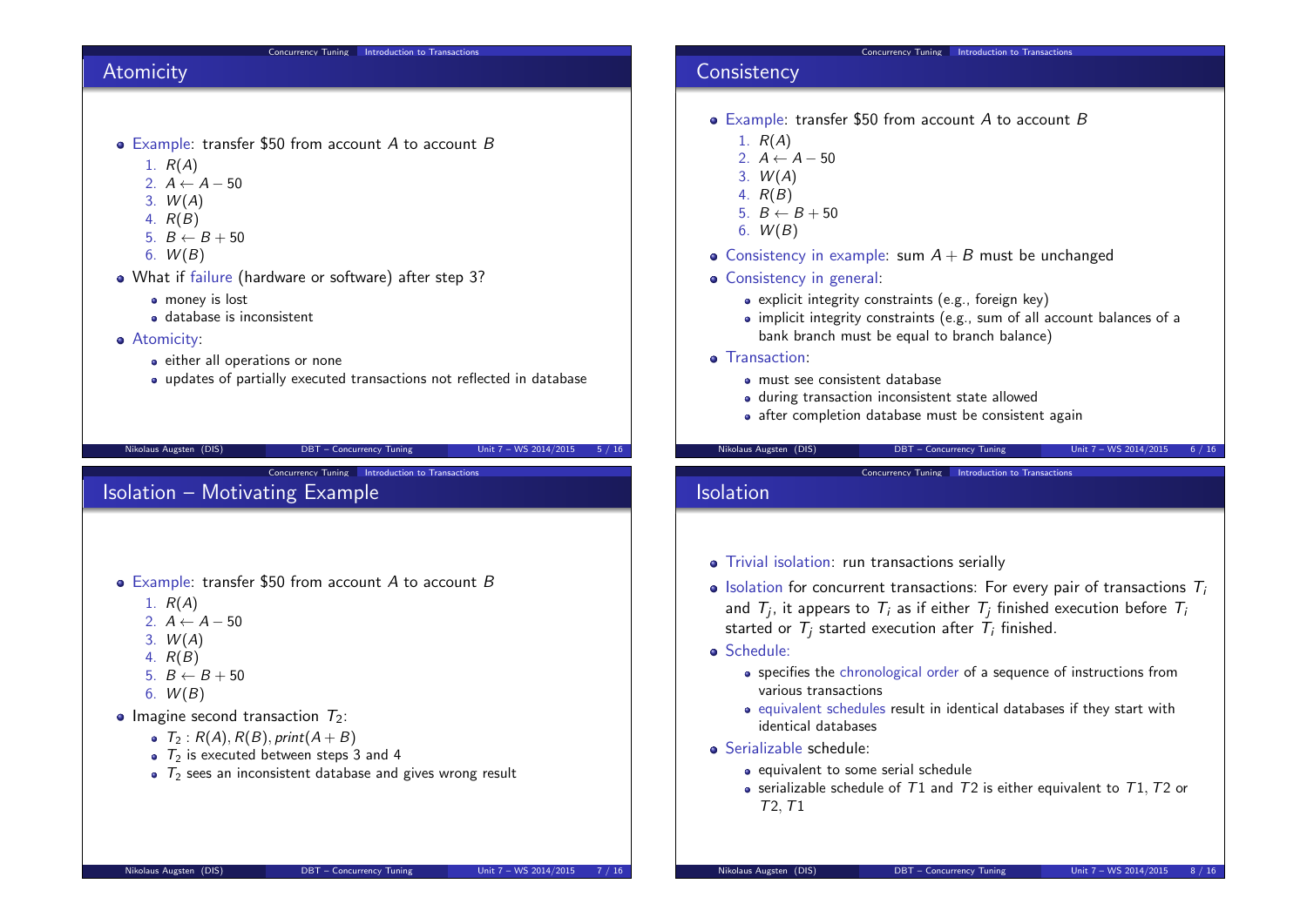## Atomicity

- Example: transfer \$50 from account $A$ to account $B$
  1. $R(A)$
  2. $A \leftarrow A - 50$
  3. $W(A)$
  4. $R(B)$
  5. $B \leftarrow B + 50$
  6. $W(B)$
- What if failure (hardware or software) after step 3?
  - money is lost
  - database is inconsistent
- Atomicity:
  - either all operations or none
  - updates of partially executed transactions not reflected in database

## Consistency

- Example: transfer \$50 from account $A$ to account $B$
  1. $R(A)$
  2. $A \leftarrow A - 50$
  3. $W(A)$
  4. $R(B)$
  5. $B \leftarrow B + 50$
  6. $W(B)$
- Consistency in example: sum $A + B$ must be unchanged
- Consistency in general:
  - explicit integrity constraints (e.g., foreign key)
  - implicit integrity constraints (e.g., sum of all account balances of a bank branch must be equal to branch balance)
- Transaction:
  - must see consistent database
  - during transaction inconsistent state allowed
  - after completion database must be consistent again

## Isolation – Motivating Example

- Example: transfer \$50 from account $A$ to account $B$
  1. $R(A)$
  2. $A \leftarrow A - 50$
  3. $W(A)$
  4. $R(B)$
  5. $B \leftarrow B + 50$
  6. $W(B)$
- Imagine second transaction $T_2$:
  - $T_2 : R(A), R(B), print(A + B)$
  - $T_2$ is executed between steps 3 and 4
  - $T_2$ sees an inconsistent database and gives wrong result

## Isolation

- Trivial isolation: run transactions serially
- Isolation for concurrent transactions: For every pair of transactions $T_i$ and $T_j$, it appears to $T_i$ as if either $T_j$ finished execution before $T_i$ started or $T_j$ started execution after $T_i$ finished.
- Schedule:
  - specifies the chronological order of a sequence of instructions from various transactions
  - equivalent schedules result in identical databases if they start with identical databases
- Serializable schedule:
  - equivalent to some serial schedule
  - serializable schedule of $T1$ and $T2$ is either equivalent to $T1, T2$ or $T2, T1$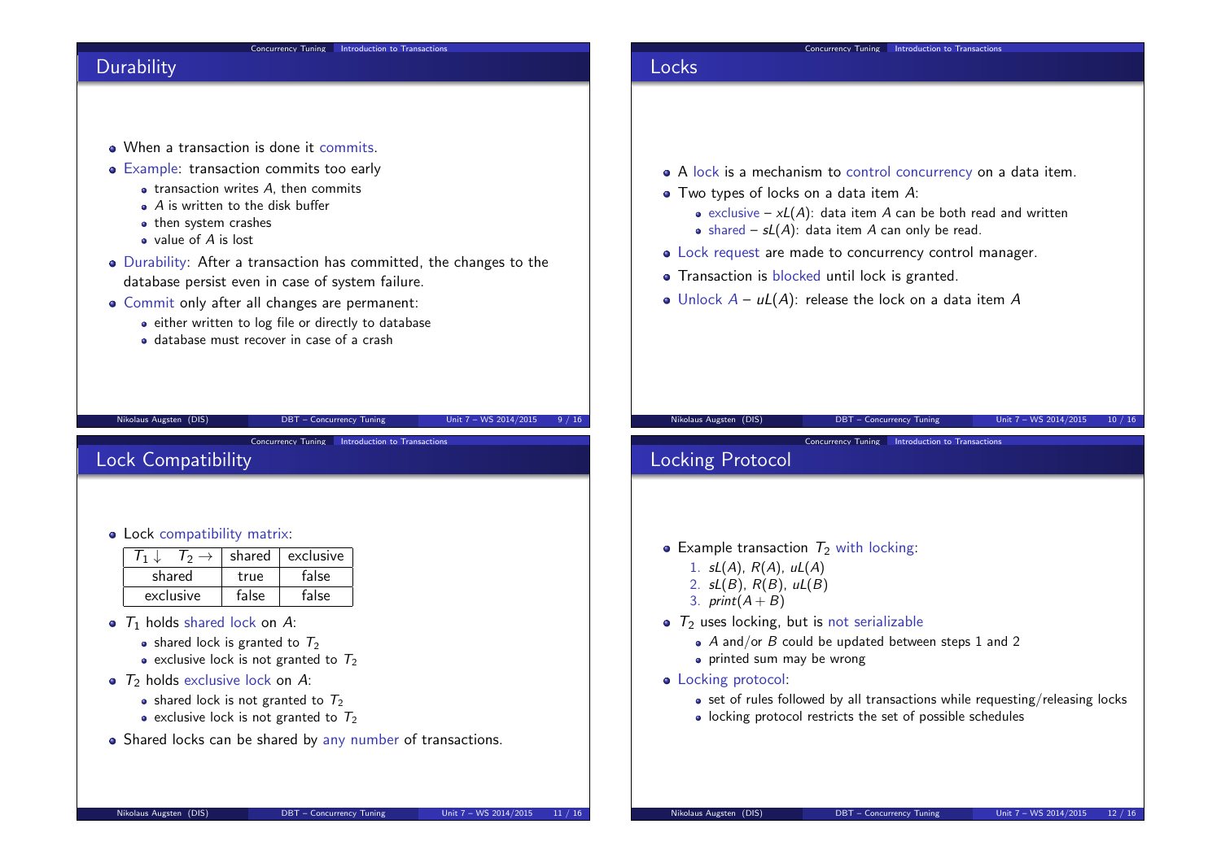## Durability

- When a transaction is done it commits.
- Example: transaction commits too early
  - transaction writes $A$, then commits
  - $A$ is written to the disk buffer
  - then system crashes
  - value of $A$ is lost
- Durability: After a transaction has committed, the changes to the database persist even in case of system failure.
- Commit only after all changes are permanent:
  - either written to log file or directly to database
  - database must recover in case of a crash

## Locks

- A lock is a mechanism to control concurrency on a data item.
- Two types of locks on a data item $A$:
  - exclusive – $xL(A)$: data item $A$ can be both read and written
  - shared – $sL(A)$: data item $A$ can only be read.
- Lock request are made to concurrency control manager.
- Transaction is blocked until lock is granted.
- Unlock $A$ – $uL(A)$: release the lock on a data item $A$

## Lock Compatibility

- Lock compatibility matrix:

| $T_1 \downarrow \quad T_2 \rightarrow$ | shared | exclusive |
|---|---|---|
| shared | true | false |
| exclusive | false | false |

- $T_1$ holds shared lock on $A$:
  - shared lock is granted to $T_2$
  - exclusive lock is not granted to $T_2$
- $T_2$ holds exclusive lock on $A$:
  - shared lock is not granted to $T_2$
  - exclusive lock is not granted to $T_2$
- Shared locks can be shared by any number of transactions.

## Locking Protocol

- Example transaction $T_2$ with locking:
  1. $sL(A)$, $R(A)$, $uL(A)$
  2. $sL(B)$, $R(B)$, $uL(B)$
  3. $print(A + B)$
- $T_2$ uses locking, but is not serializable
  - $A$ and/or $B$ could be updated between steps 1 and 2
  - printed sum may be wrong
- Locking protocol:
  - set of rules followed by all transactions while requesting/releasing locks
  - locking protocol restricts the set of possible schedules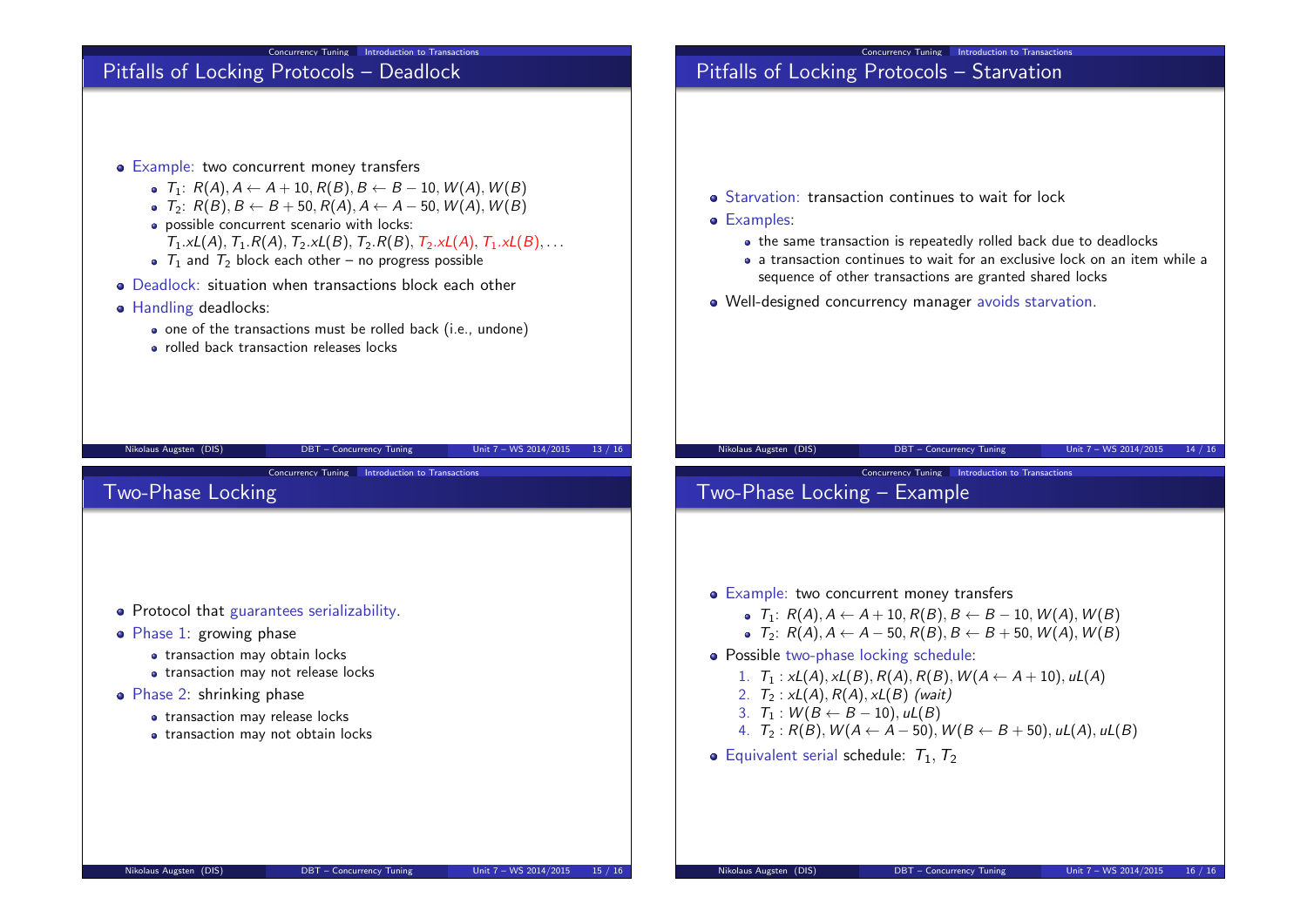## Pitfalls of Locking Protocols – Deadlock

- Example: two concurrent money transfers
  - $T_1$: $R(A), A \leftarrow A + 10, R(B), B \leftarrow B - 10, W(A), W(B)$
  - $T_2$: $R(B), B \leftarrow B + 50, R(A), A \leftarrow A - 50, W(A), W(B)$
  - possible concurrent scenario with locks:
    $T_1.xL(A), T_1.R(A), T_2.xL(B), T_2.R(B), T_2.xL(A), T_1.xL(B), \ldots$
  - $T_1$ and $T_2$ block each other – no progress possible
- Deadlock: situation when transactions block each other
- Handling deadlocks:
  - one of the transactions must be rolled back (i.e., undone)
  - rolled back transaction releases locks

## Pitfalls of Locking Protocols – Starvation

- Starvation: transaction continues to wait for lock
- Examples:
  - the same transaction is repeatedly rolled back due to deadlocks
  - a transaction continues to wait for an exclusive lock on an item while a sequence of other transactions are granted shared locks
- Well-designed concurrency manager avoids starvation.

## Two-Phase Locking

- Protocol that guarantees serializability.
- Phase 1: growing phase
  - transaction may obtain locks
  - transaction may not release locks
- Phase 2: shrinking phase
  - transaction may release locks
  - transaction may not obtain locks

## Two-Phase Locking – Example

- Example: two concurrent money transfers
  - $T_1$: $R(A), A \leftarrow A + 10, R(B), B \leftarrow B - 10, W(A), W(B)$
  - $T_2$: $R(A), A \leftarrow A - 50, R(B), B \leftarrow B + 50, W(A), W(B)$
- Possible two-phase locking schedule:
  1. $T_1 : xL(A), xL(B), R(A), R(B), W(A \leftarrow A + 10), uL(A)$
  2. $T_2 : xL(A), R(A), xL(B)$ *(wait)*
  3. $T_1 : W(B \leftarrow B - 10), uL(B)$
  4. $T_2 : R(B), W(A \leftarrow A - 50), W(B \leftarrow B + 50), uL(A), uL(B)$
- Equivalent serial schedule: $T_1, T_2$